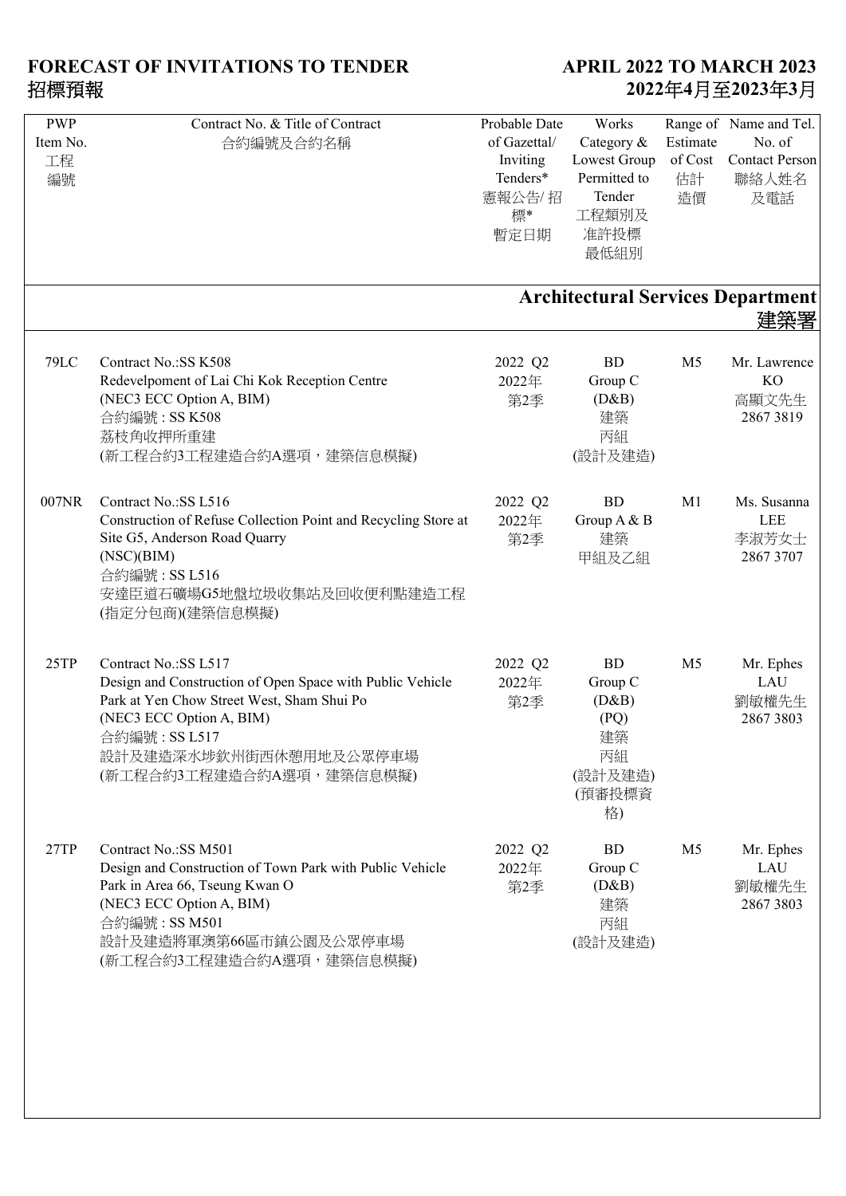# FORECAST OF INVITATIONS TO TENDER 招標預報

**APRIL 2022 TO MARCH 2023**
**2022年4月至2023年3月**

| PWP Item No. 工程編號 | Contract No. & Title of Contract 合約編號及合約名稱 | Probable Date of Gazettal/ Inviting Tenders* 憲報公告/ 招標* 暫定日期 | Works Category & Lowest Group Permitted to Tender 工程類別及准許投標最低組別 | Range of Estimate of Cost 估計造價 | Name and Tel. No. of Contact Person 聯絡人姓名及電話 |
|---|---|---|---|---|---|
| **Architectural Services Department 建築署** | | | | | |
| 79LC | Contract No.:SS K508<br>Redevelpoment of Lai Chi Kok Reception Centre<br>(NEC3 ECC Option A, BIM)<br>合約編號 : SS K508<br>荔枝角收押所重建<br>(新工程合約3工程建造合約A選項，建築信息模擬) | 2022 Q2<br>2022年第2季 | BD<br>Group C<br>(D&B)<br>建築<br>丙組<br>(設計及建造) | M5 | Mr. Lawrence KO<br>高顯文先生<br>2867 3819 |
| 007NR | Contract No.:SS L516<br>Construction of Refuse Collection Point and Recycling Store at Site G5, Anderson Road Quarry<br>(NSC)(BIM)<br>合約編號 : SS L516<br>安達臣道石礦場G5地盤垃圾收集站及回收便利點建造工程<br>(指定分包商)(建築信息模擬) | 2022 Q2<br>2022年第2季 | BD<br>Group A & B<br>建築<br>甲組及乙組 | M1 | Ms. Susanna LEE<br>李淑芳女士<br>2867 3707 |
| 25TP | Contract No.:SS L517<br>Design and Construction of Open Space with Public Vehicle Park at Yen Chow Street West, Sham Shui Po<br>(NEC3 ECC Option A, BIM)<br>合約編號 : SS L517<br>設計及建造深水埗欽州街西休憩用地及公眾停車場<br>(新工程合約3工程建造合約A選項，建築信息模擬) | 2022 Q2<br>2022年第2季 | BD<br>Group C<br>(D&B)<br>(PQ)<br>建築<br>丙組<br>(設計及建造)<br>(預審投標資格) | M5 | Mr. Ephes LAU<br>劉敏權先生<br>2867 3803 |
| 27TP | Contract No.:SS M501<br>Design and Construction of Town Park with Public Vehicle Park in Area 66, Tseung Kwan O<br>(NEC3 ECC Option A, BIM)<br>合約編號 : SS M501<br>設計及建造將軍澳第66區市鎮公園及公眾停車場<br>(新工程合約3工程建造合約A選項，建築信息模擬) | 2022 Q2<br>2022年第2季 | BD<br>Group C<br>(D&B)<br>建築<br>丙組<br>(設計及建造) | M5 | Mr. Ephes LAU<br>劉敏權先生<br>2867 3803 |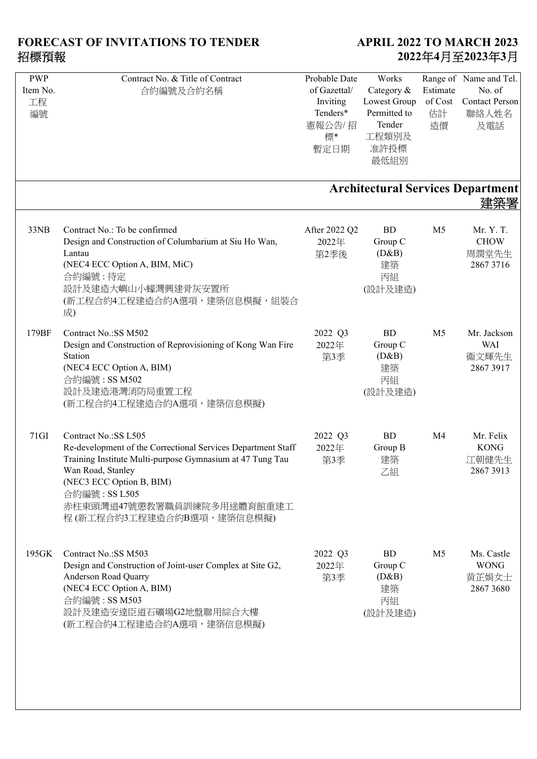# FORECAST OF INVITATIONS TO TENDER 招標預報

## APRIL 2022 TO MARCH 2023 2022年4月至2023年3月

| PWP Item No. 工程編號 | Contract No. & Title of Contract 合約編號及合約名稱 | Probable Date of Gazettal/ Inviting Tenders* 憲報公告/ 招標* 暫定日期 | Works Category & Lowest Group Permitted to Tender 工程類別及准許投標最低組別 | Range of Estimate of Cost 估計造價 | Name and Tel. No. of Contact Person 聯絡人姓名及電話 |
|---|---|---|---|---|---|
| | **Architectural Services Department 建築署** | | | | |
| 33NB | Contract No.: To be confirmed<br>Design and Construction of Columbarium at Siu Ho Wan, Lantau<br>(NEC4 ECC Option A, BIM, MiC)<br>合約編號 : 待定<br>設計及建造大嶼山小蠔灣興建骨灰安置所<br>(新工程合約4工程建造合約A選項，建築信息模擬，組裝合成) | After 2022 Q2<br>2022年<br>第2季後 | BD<br>Group C<br>(D&B)<br>建築<br>丙組<br>(設計及建造) | M5 | Mr. Y. T. CHOW<br>周潤堂先生<br>2867 3716 |
| 179BF | Contract No.:SS M502<br>Design and Construction of Reprovisioning of Kong Wan Fire Station<br>(NEC4 ECC Option A, BIM)<br>合約編號 : SS M502<br>設計及建造港灣消防局重置工程<br>(新工程合約4工程建造合約A選項，建築信息模擬) | 2022 Q3<br>2022年<br>第3季 | BD<br>Group C<br>(D&B)<br>建築<br>丙組<br>(設計及建造) | M5 | Mr. Jackson WAI<br>衛文輝先生<br>2867 3917 |
| 71GI | Contract No.:SS L505<br>Re-development of the Correctional Services Department Staff Training Institute Multi-purpose Gymnasium at 47 Tung Tau Wan Road, Stanley<br>(NEC3 ECC Option B, BIM)<br>合約編號 : SS L505<br>赤柱東頭灣道47號懲教署職員訓練院多用途體育館重建工程 (新工程合約3工程建造合約B選項，建築信息模擬) | 2022 Q3<br>2022年<br>第3季 | BD<br>Group B<br>建築<br>乙組 | M4 | Mr. Felix KONG<br>江朝健先生<br>2867 3913 |
| 195GK | Contract No.:SS M503<br>Design and Construction of Joint-user Complex at Site G2, Anderson Road Quarry<br>(NEC4 ECC Option A, BIM)<br>合約編號 : SS M503<br>設計及建造安達臣道石礦場G2地盤聯用綜合大樓<br>(新工程合約4工程建造合約A選項，建築信息模擬) | 2022 Q3<br>2022年<br>第3季 | BD<br>Group C<br>(D&B)<br>建築<br>丙組<br>(設計及建造) | M5 | Ms. Castle WONG<br>黃芷娟女士<br>2867 3680 |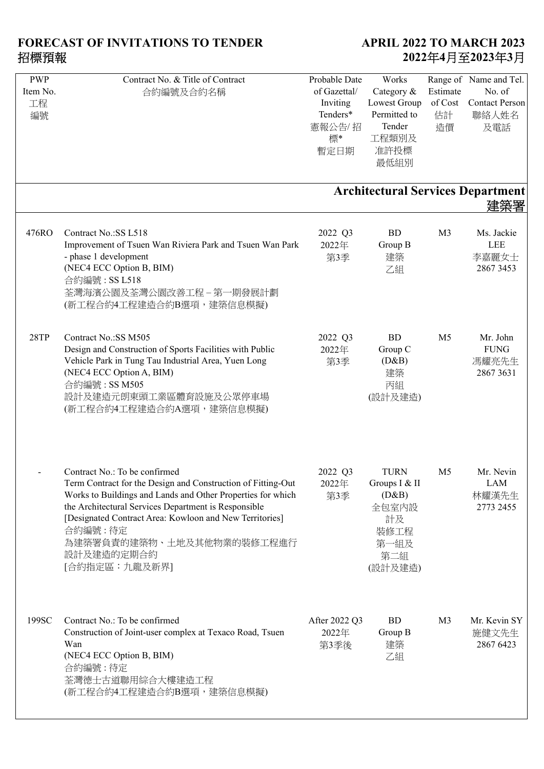# FORECAST OF INVITATIONS TO TENDER 招標預報

**APRIL 2022 TO MARCH 2023 2022年4月至2023年3月**

| PWP Item No. 工程編號 | Contract No. & Title of Contract 合約編號及合約名稱 | Probable Date of Gazettal/ Inviting Tenders* 憲報公告/ 招標* 暫定日期 | Works Category & Lowest Group Permitted to Tender 工程類別及准許投標最低組別 | Range of Estimate of Cost 估計造價 | Name and Tel. No. of Contact Person 聯絡人姓名及電話 |
|---|---|---|---|---|---|
| | **Architectural Services Department 建築署** | | | | |
| 476RO | Contract No.:SS L518<br>Improvement of Tsuen Wan Riviera Park and Tsuen Wan Park - phase 1 development<br>(NEC4 ECC Option B, BIM)<br>合約編號 : SS L518<br>荃灣海濱公園及荃灣公園改善工程 – 第一期發展計劃<br>(新工程合約4工程建造合約B選項，建築信息模擬) | 2022 Q3<br>2022年<br>第3季 | BD<br>Group B<br>建築<br>乙組 | M3 | Ms. Jackie LEE<br>李嘉麗女士<br>2867 3453 |
| 28TP | Contract No.:SS M505<br>Design and Construction of Sports Facilities with Public Vehicle Park in Tung Tau Industrial Area, Yuen Long<br>(NEC4 ECC Option A, BIM)<br>合約編號 : SS M505<br>設計及建造元朗東頭工業區體育設施及公眾停車場<br>(新工程合約4工程建造合約A選項，建築信息模擬) | 2022 Q3<br>2022年<br>第3季 | BD<br>Group C<br>(D&B)<br>建築<br>丙組<br>(設計及建造) | M5 | Mr. John FUNG<br>馮耀亮先生<br>2867 3631 |
| - | Contract No.: To be confirmed<br>Term Contract for the Design and Construction of Fitting-Out Works to Buildings and Lands and Other Properties for which the Architectural Services Department is Responsible<br>[Designated Contract Area: Kowloon and New Territories]<br>合約編號 : 待定<br>為建築署負責的建築物、土地及其他物業的裝修工程進行設計及建造的定期合約<br>[合約指定區：九龍及新界] | 2022 Q3<br>2022年<br>第3季 | TURN<br>Groups I & II<br>(D&B)<br>全包室內設計及裝修工程<br>第一組及第二組<br>(設計及建造) | M5 | Mr. Nevin LAM<br>林耀漢先生<br>2773 2455 |
| 199SC | Contract No.: To be confirmed<br>Construction of Joint-user complex at Texaco Road, Tsuen Wan<br>(NEC4 ECC Option B, BIM)<br>合約編號 : 待定<br>荃灣德士古道聯用綜合大樓建造工程<br>(新工程合約4工程建造合約B選項，建築信息模擬) | After 2022 Q3<br>2022年<br>第3季後 | BD<br>Group B<br>建築<br>乙組 | M3 | Mr. Kevin SY<br>施健文先生<br>2867 6423 |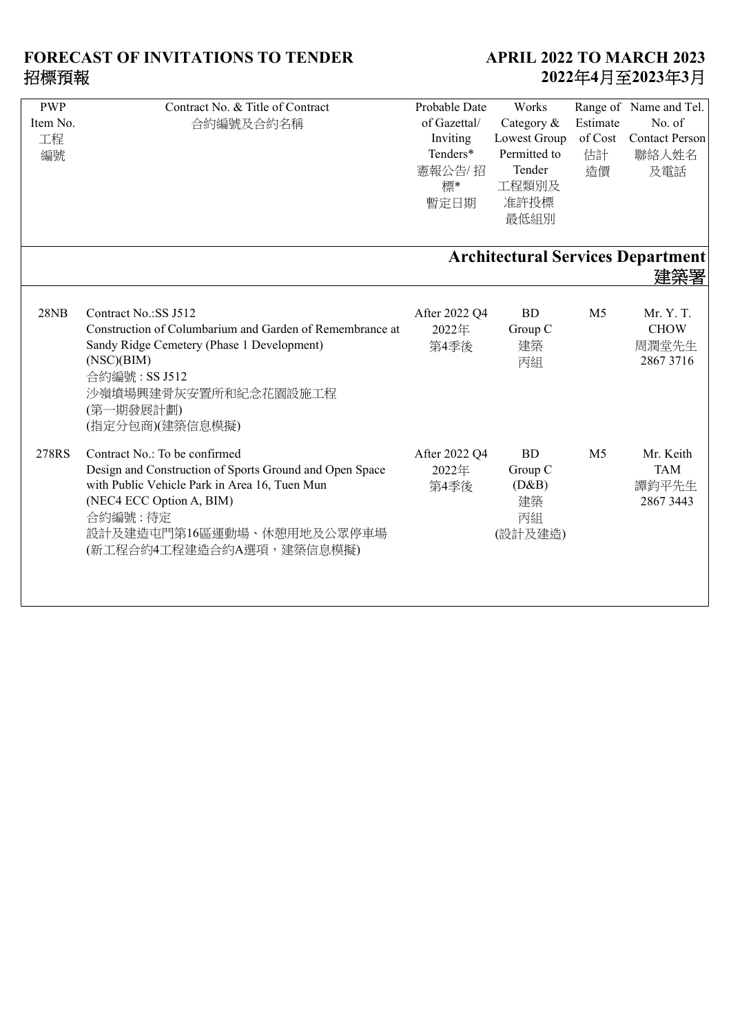# FORECAST OF INVITATIONS TO TENDER 招標預報

## APRIL 2022 TO MARCH 2023 2022年4月至2023年3月

| PWP Item No. 工程編號 | Contract No. & Title of Contract 合約編號及合約名稱 | Probable Date of Gazettal/ Inviting Tenders* 憲報公告/ 招標* 暫定日期 | Works Category & Lowest Group Permitted to Tender 工程類別及准許投標最低組別 | Range of Estimate of Cost 估計造價 | Name and Tel. No. of Contact Person 聯絡人姓名及電話 |
|---|---|---|---|---|---|
| **Architectural Services Department 建築署** | | | | | |
| 28NB | Contract No.:SS J512<br>Construction of Columbarium and Garden of Remembrance at Sandy Ridge Cemetery (Phase 1 Development) (NSC)(BIM)<br>合約編號 : SS J512<br>沙嶺墳場興建骨灰安置所和紀念花園設施工程 (第一期發展計劃) (指定分包商)(建築信息模擬) | After 2022 Q4<br>2022年第4季後 | BD Group C<br>建築 丙組 | M5 | Mr. Y. T. CHOW<br>周潤堂先生<br>2867 3716 |
| 278RS | Contract No.: To be confirmed<br>Design and Construction of Sports Ground and Open Space with Public Vehicle Park in Area 16, Tuen Mun (NEC4 ECC Option A, BIM)<br>合約編號 : 待定<br>設計及建造屯門第16區運動場、休憩用地及公眾停車場 (新工程合約4工程建造合約A選項，建築信息模擬) | After 2022 Q4<br>2022年第4季後 | BD Group C (D&B)<br>建築 丙組 (設計及建造) | M5 | Mr. Keith TAM<br>譚鈞平先生<br>2867 3443 |